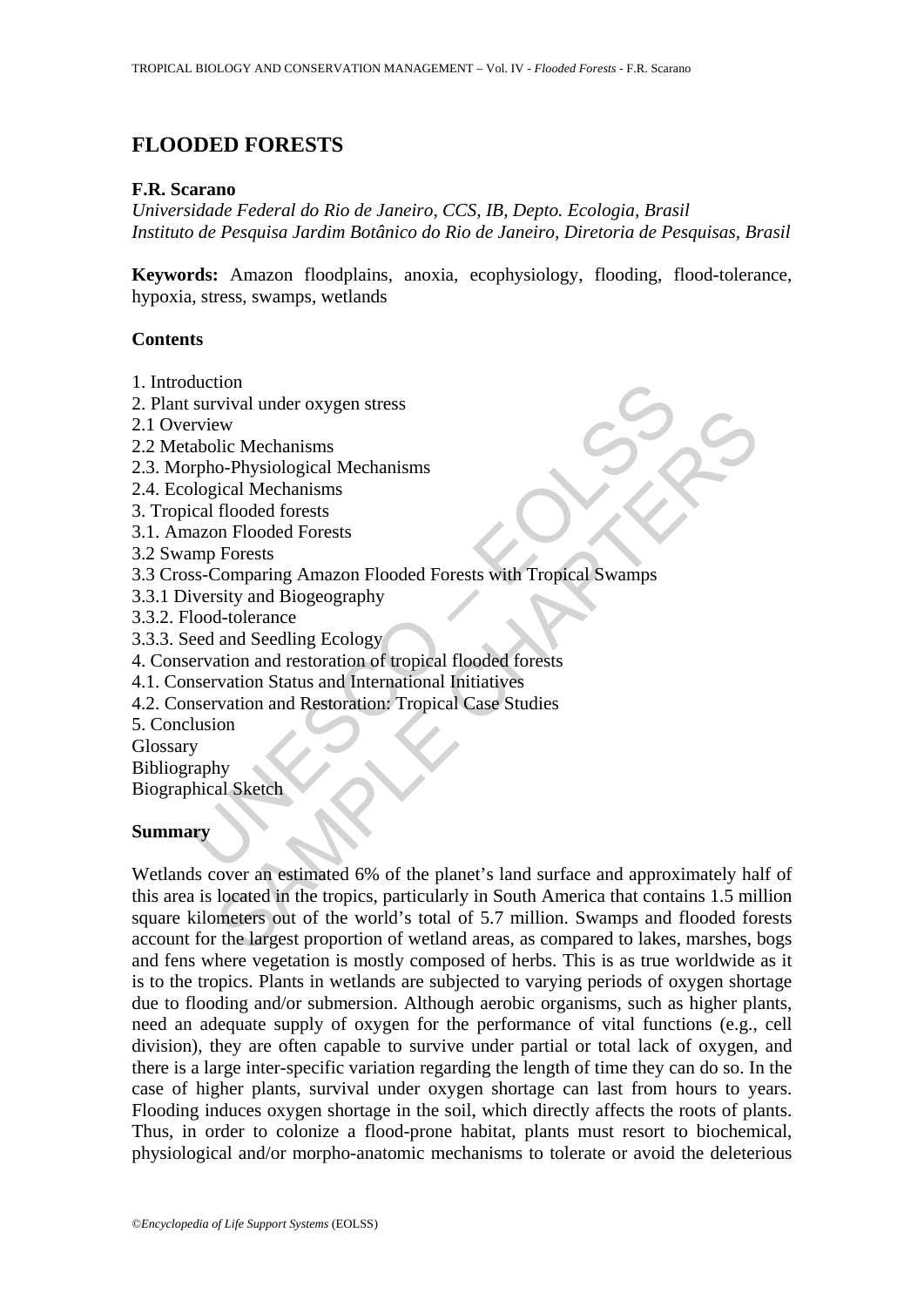# FLOODED FORESTS

**F.R. Scarano**

*Universidade Federal do Rio de Janeiro, CCS, IB, Depto. Ecologia, Brasil*
*Instituto de Pesquisa Jardim Botânico do Rio de Janeiro, Diretoria de Pesquisas, Brasil*

**Keywords:** Amazon floodplains, anoxia, ecophysiology, flooding, flood-tolerance, hypoxia, stress, swamps, wetlands

## Contents

1. Introduction
2. Plant survival under oxygen stress
2.1 Overview
2.2 Metabolic Mechanisms
2.3. Morpho-Physiological Mechanisms
2.4. Ecological Mechanisms
3. Tropical flooded forests
3.1. Amazon Flooded Forests
3.2 Swamp Forests
3.3 Cross-Comparing Amazon Flooded Forests with Tropical Swamps
3.3.1 Diversity and Biogeography
3.3.2. Flood-tolerance
3.3.3. Seed and Seedling Ecology
4. Conservation and restoration of tropical flooded forests
4.1. Conservation Status and International Initiatives
4.2. Conservation and Restoration: Tropical Case Studies
5. Conclusion
Glossary
Bibliography
Biographical Sketch

## Summary

Wetlands cover an estimated 6% of the planet's land surface and approximately half of this area is located in the tropics, particularly in South America that contains 1.5 million square kilometers out of the world's total of 5.7 million. Swamps and flooded forests account for the largest proportion of wetland areas, as compared to lakes, marshes, bogs and fens where vegetation is mostly composed of herbs. This is as true worldwide as it is to the tropics. Plants in wetlands are subjected to varying periods of oxygen shortage due to flooding and/or submersion. Although aerobic organisms, such as higher plants, need an adequate supply of oxygen for the performance of vital functions (e.g., cell division), they are often capable to survive under partial or total lack of oxygen, and there is a large inter-specific variation regarding the length of time they can do so. In the case of higher plants, survival under oxygen shortage can last from hours to years. Flooding induces oxygen shortage in the soil, which directly affects the roots of plants. Thus, in order to colonize a flood-prone habitat, plants must resort to biochemical, physiological and/or morpho-anatomic mechanisms to tolerate or avoid the deleterious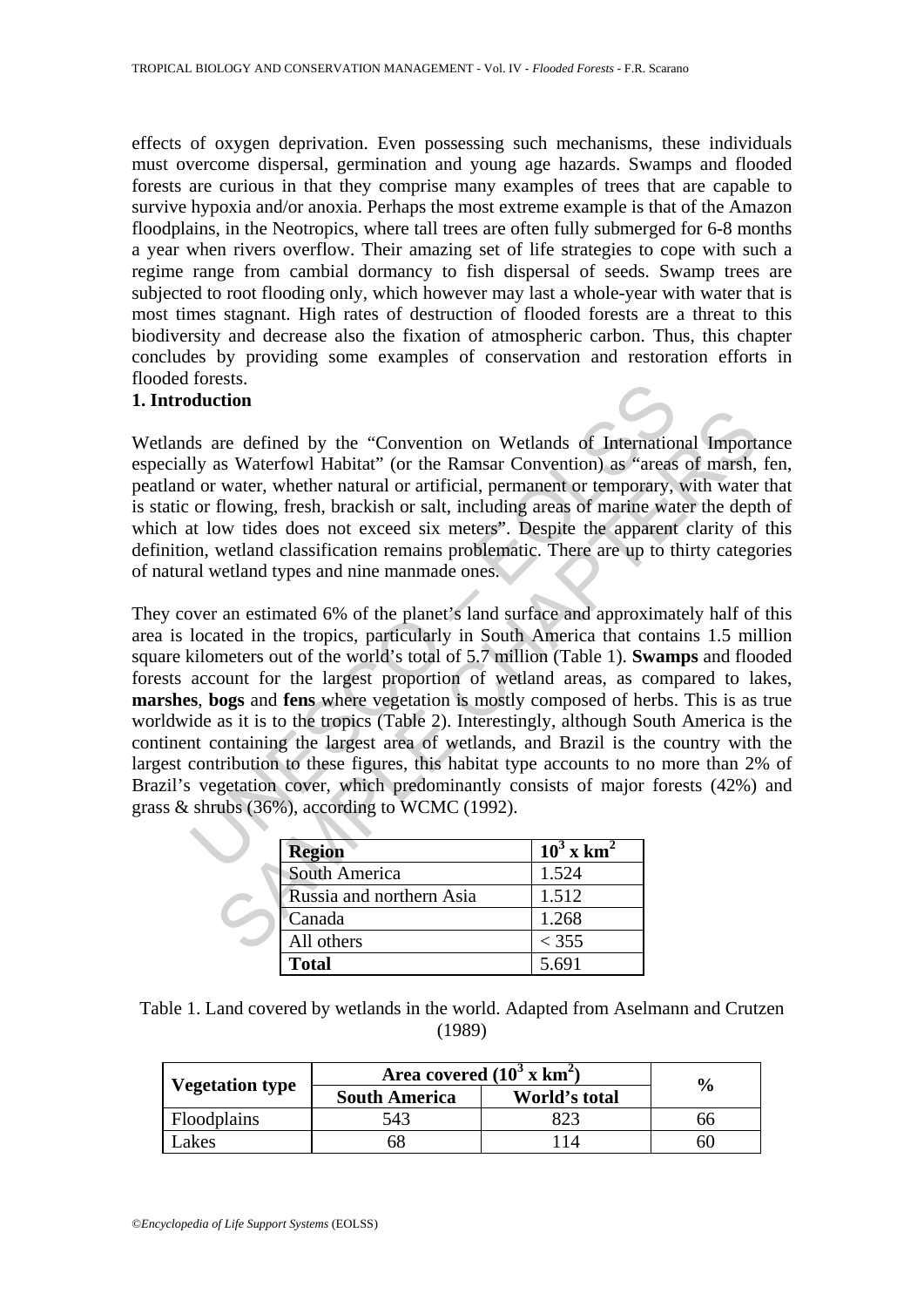effects of oxygen deprivation. Even possessing such mechanisms, these individuals must overcome dispersal, germination and young age hazards. Swamps and flooded forests are curious in that they comprise many examples of trees that are capable to survive hypoxia and/or anoxia. Perhaps the most extreme example is that of the Amazon floodplains, in the Neotropics, where tall trees are often fully submerged for 6-8 months a year when rivers overflow. Their amazing set of life strategies to cope with such a regime range from cambial dormancy to fish dispersal of seeds. Swamp trees are subjected to root flooding only, which however may last a whole-year with water that is most times stagnant. High rates of destruction of flooded forests are a threat to this biodiversity and decrease also the fixation of atmospheric carbon. Thus, this chapter concludes by providing some examples of conservation and restoration efforts in flooded forests.

## 1. Introduction

Wetlands are defined by the "Convention on Wetlands of International Importance especially as Waterfowl Habitat" (or the Ramsar Convention) as "areas of marsh, fen, peatland or water, whether natural or artificial, permanent or temporary, with water that is static or flowing, fresh, brackish or salt, including areas of marine water the depth of which at low tides does not exceed six meters". Despite the apparent clarity of this definition, wetland classification remains problematic. There are up to thirty categories of natural wetland types and nine manmade ones.

They cover an estimated 6% of the planet's land surface and approximately half of this area is located in the tropics, particularly in South America that contains 1.5 million square kilometers out of the world's total of 5.7 million (Table 1). **Swamps** and flooded forests account for the largest proportion of wetland areas, as compared to lakes, **marshes**, **bogs** and **fens** where vegetation is mostly composed of herbs. This is as true worldwide as it is to the tropics (Table 2). Interestingly, although South America is the continent containing the largest area of wetlands, and Brazil is the country with the largest contribution to these figures, this habitat type accounts to no more than 2% of Brazil's vegetation cover, which predominantly consists of major forests (42%) and grass & shrubs (36%), according to WCMC (1992).

| **Region** | $10^3$ x km$^2$ |
|---|---|
| South America | 1.524 |
| Russia and northern Asia | 1.512 |
| Canada | 1.268 |
| All others | < 355 |
| **Total** | 5.691 |

Table 1. Land covered by wetlands in the world. Adapted from Aselmann and Crutzen (1989)

| Vegetation type | Area covered ($10^3$ x km$^2$) | | % |
|---|---|---|---|
| | South America | World's total | |
| Floodplains | 543 | 823 | 66 |
| Lakes | 68 | 114 | 60 |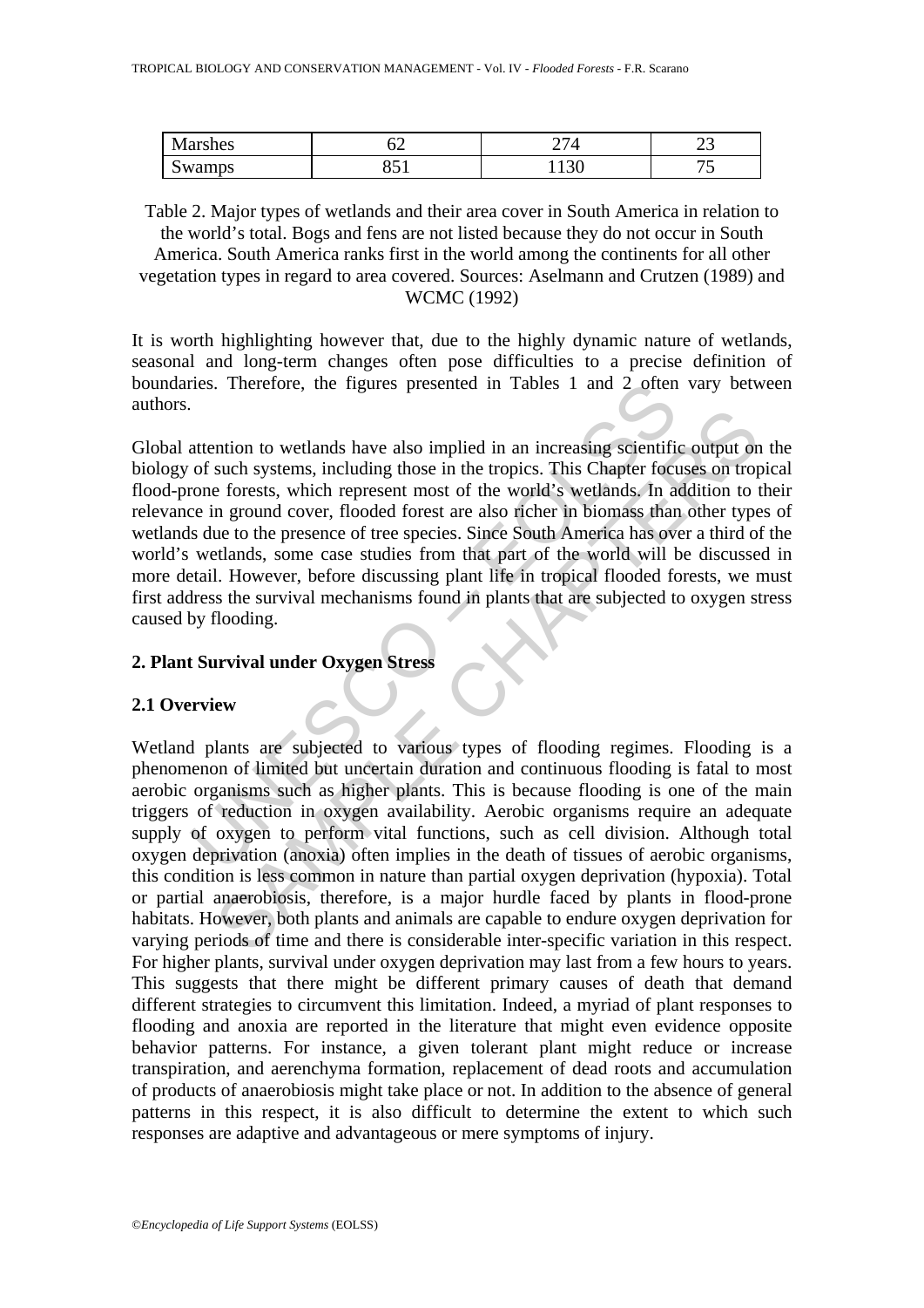| Marshes | 62 | 274 | 23 |
|---|---|---|---|
| Swamps | 851 | 1130 | 75 |

Table 2. Major types of wetlands and their area cover in South America in relation to the world's total. Bogs and fens are not listed because they do not occur in South America. South America ranks first in the world among the continents for all other vegetation types in regard to area covered. Sources: Aselmann and Crutzen (1989) and WCMC (1992)

It is worth highlighting however that, due to the highly dynamic nature of wetlands, seasonal and long-term changes often pose difficulties to a precise definition of boundaries. Therefore, the figures presented in Tables 1 and 2 often vary between authors.

Global attention to wetlands have also implied in an increasing scientific output on the biology of such systems, including those in the tropics. This Chapter focuses on tropical flood-prone forests, which represent most of the world's wetlands. In addition to their relevance in ground cover, flooded forest are also richer in biomass than other types of wetlands due to the presence of tree species. Since South America has over a third of the world's wetlands, some case studies from that part of the world will be discussed in more detail. However, before discussing plant life in tropical flooded forests, we must first address the survival mechanisms found in plants that are subjected to oxygen stress caused by flooding.

## 2. Plant Survival under Oxygen Stress

### 2.1 Overview

Wetland plants are subjected to various types of flooding regimes. Flooding is a phenomenon of limited but uncertain duration and continuous flooding is fatal to most aerobic organisms such as higher plants. This is because flooding is one of the main triggers of reduction in oxygen availability. Aerobic organisms require an adequate supply of oxygen to perform vital functions, such as cell division. Although total oxygen deprivation (anoxia) often implies in the death of tissues of aerobic organisms, this condition is less common in nature than partial oxygen deprivation (hypoxia). Total or partial anaerobiosis, therefore, is a major hurdle faced by plants in flood-prone habitats. However, both plants and animals are capable to endure oxygen deprivation for varying periods of time and there is considerable inter-specific variation in this respect. For higher plants, survival under oxygen deprivation may last from a few hours to years. This suggests that there might be different primary causes of death that demand different strategies to circumvent this limitation. Indeed, a myriad of plant responses to flooding and anoxia are reported in the literature that might even evidence opposite behavior patterns. For instance, a given tolerant plant might reduce or increase transpiration, and aerenchyma formation, replacement of dead roots and accumulation of products of anaerobiosis might take place or not. In addition to the absence of general patterns in this respect, it is also difficult to determine the extent to which such responses are adaptive and advantageous or mere symptoms of injury.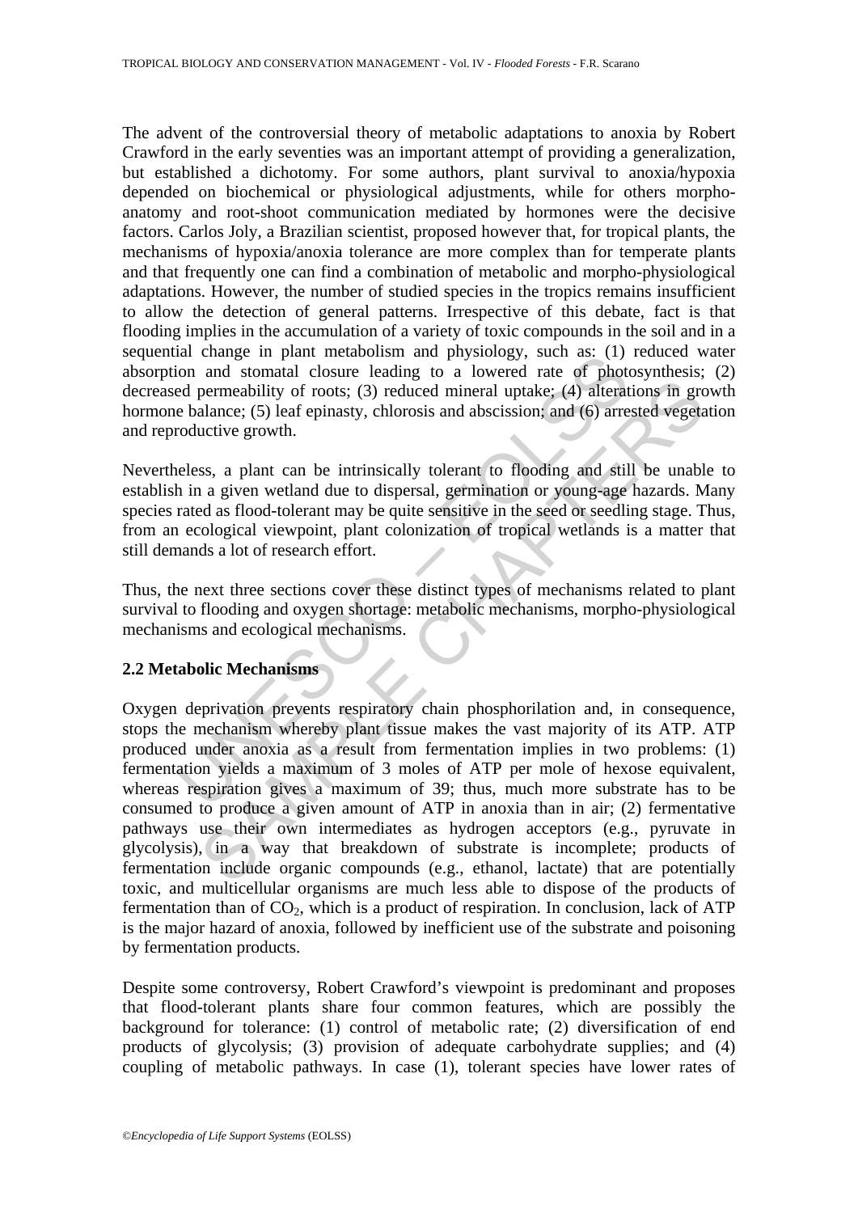The advent of the controversial theory of metabolic adaptations to anoxia by Robert Crawford in the early seventies was an important attempt of providing a generalization, but established a dichotomy. For some authors, plant survival to anoxia/hypoxia depended on biochemical or physiological adjustments, while for others morpho-anatomy and root-shoot communication mediated by hormones were the decisive factors. Carlos Joly, a Brazilian scientist, proposed however that, for tropical plants, the mechanisms of hypoxia/anoxia tolerance are more complex than for temperate plants and that frequently one can find a combination of metabolic and morpho-physiological adaptations. However, the number of studied species in the tropics remains insufficient to allow the detection of general patterns. Irrespective of this debate, fact is that flooding implies in the accumulation of a variety of toxic compounds in the soil and in a sequential change in plant metabolism and physiology, such as: (1) reduced water absorption and stomatal closure leading to a lowered rate of photosynthesis; (2) decreased permeability of roots; (3) reduced mineral uptake; (4) alterations in growth hormone balance; (5) leaf epinasty, chlorosis and abscission; and (6) arrested vegetation and reproductive growth.

Nevertheless, a plant can be intrinsically tolerant to flooding and still be unable to establish in a given wetland due to dispersal, germination or young-age hazards. Many species rated as flood-tolerant may be quite sensitive in the seed or seedling stage. Thus, from an ecological viewpoint, plant colonization of tropical wetlands is a matter that still demands a lot of research effort.

Thus, the next three sections cover these distinct types of mechanisms related to plant survival to flooding and oxygen shortage: metabolic mechanisms, morpho-physiological mechanisms and ecological mechanisms.

## 2.2 Metabolic Mechanisms

Oxygen deprivation prevents respiratory chain phosphorilation and, in consequence, stops the mechanism whereby plant tissue makes the vast majority of its ATP. ATP produced under anoxia as a result from fermentation implies in two problems: (1) fermentation yields a maximum of 3 moles of ATP per mole of hexose equivalent, whereas respiration gives a maximum of 39; thus, much more substrate has to be consumed to produce a given amount of ATP in anoxia than in air; (2) fermentative pathways use their own intermediates as hydrogen acceptors (e.g., pyruvate in glycolysis), in a way that breakdown of substrate is incomplete; products of fermentation include organic compounds (e.g., ethanol, lactate) that are potentially toxic, and multicellular organisms are much less able to dispose of the products of fermentation than of $CO_2$, which is a product of respiration. In conclusion, lack of ATP is the major hazard of anoxia, followed by inefficient use of the substrate and poisoning by fermentation products.

Despite some controversy, Robert Crawford's viewpoint is predominant and proposes that flood-tolerant plants share four common features, which are possibly the background for tolerance: (1) control of metabolic rate; (2) diversification of end products of glycolysis; (3) provision of adequate carbohydrate supplies; and (4) coupling of metabolic pathways. In case (1), tolerant species have lower rates of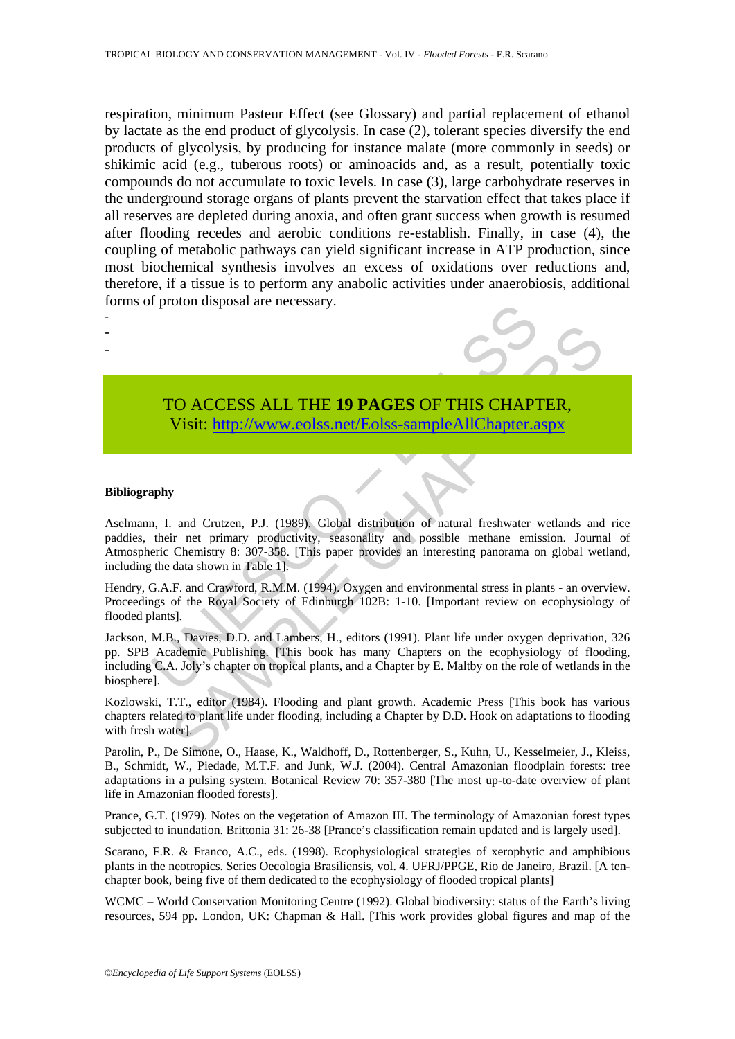respiration, minimum Pasteur Effect (see Glossary) and partial replacement of ethanol by lactate as the end product of glycolysis. In case (2), tolerant species diversify the end products of glycolysis, by producing for instance malate (more commonly in seeds) or shikimic acid (e.g., tuberous roots) or aminoacids and, as a result, potentially toxic compounds do not accumulate to toxic levels. In case (3), large carbohydrate reserves in the underground storage organs of plants prevent the starvation effect that takes place if all reserves are depleted during anoxia, and often grant success when growth is resumed after flooding recedes and aerobic conditions re-establish. Finally, in case (4), the coupling of metabolic pathways can yield significant increase in ATP production, since most biochemical synthesis involves an excess of oxidations over reductions and, therefore, if a tissue is to perform any anabolic activities under anaerobiosis, additional forms of proton disposal are necessary.

-
-
-

TO ACCESS ALL THE **19 PAGES** OF THIS CHAPTER,
Visit: http://www.eolss.net/Eolss-sampleAllChapter.aspx

**Bibliography**

Aselmann, I. and Crutzen, P.J. (1989). Global distribution of natural freshwater wetlands and rice paddies, their net primary productivity, seasonality and possible methane emission. Journal of Atmospheric Chemistry 8: 307-358. [This paper provides an interesting panorama on global wetland, including the data shown in Table 1].

Hendry, G.A.F. and Crawford, R.M.M. (1994). Oxygen and environmental stress in plants - an overview. Proceedings of the Royal Society of Edinburgh 102B: 1-10. [Important review on ecophysiology of flooded plants].

Jackson, M.B., Davies, D.D. and Lambers, H., editors (1991). Plant life under oxygen deprivation, 326 pp. SPB Academic Publishing. [This book has many Chapters on the ecophysiology of flooding, including C.A. Joly's chapter on tropical plants, and a Chapter by E. Maltby on the role of wetlands in the biosphere].

Kozlowski, T.T., editor (1984). Flooding and plant growth. Academic Press [This book has various chapters related to plant life under flooding, including a Chapter by D.D. Hook on adaptations to flooding with fresh water].

Parolin, P., De Simone, O., Haase, K., Waldhoff, D., Rottenberger, S., Kuhn, U., Kesselmeier, J., Kleiss, B., Schmidt, W., Piedade, M.T.F. and Junk, W.J. (2004). Central Amazonian floodplain forests: tree adaptations in a pulsing system. Botanical Review 70: 357-380 [The most up-to-date overview of plant life in Amazonian flooded forests].

Prance, G.T. (1979). Notes on the vegetation of Amazon III. The terminology of Amazonian forest types subjected to inundation. Brittonia 31: 26-38 [Prance's classification remain updated and is largely used].

Scarano, F.R. & Franco, A.C., eds. (1998). Ecophysiological strategies of xerophytic and amphibious plants in the neotropics. Series Oecologia Brasiliensis, vol. 4. UFRJ/PPGE, Rio de Janeiro, Brazil. [A ten-chapter book, being five of them dedicated to the ecophysiology of flooded tropical plants]

WCMC – World Conservation Monitoring Centre (1992). Global biodiversity: status of the Earth's living resources, 594 pp. London, UK: Chapman & Hall. [This work provides global figures and map of the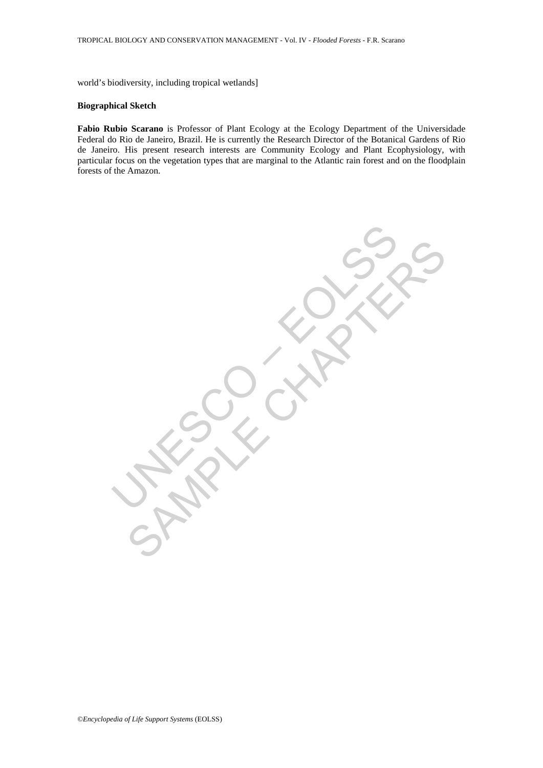world's biodiversity, including tropical wetlands]

### Biographical Sketch

**Fabio Rubio Scarano** is Professor of Plant Ecology at the Ecology Department of the Universidade Federal do Rio de Janeiro, Brazil. He is currently the Research Director of the Botanical Gardens of Rio de Janeiro. His present research interests are Community Ecology and Plant Ecophysiology, with particular focus on the vegetation types that are marginal to the Atlantic rain forest and on the floodplain forests of the Amazon.